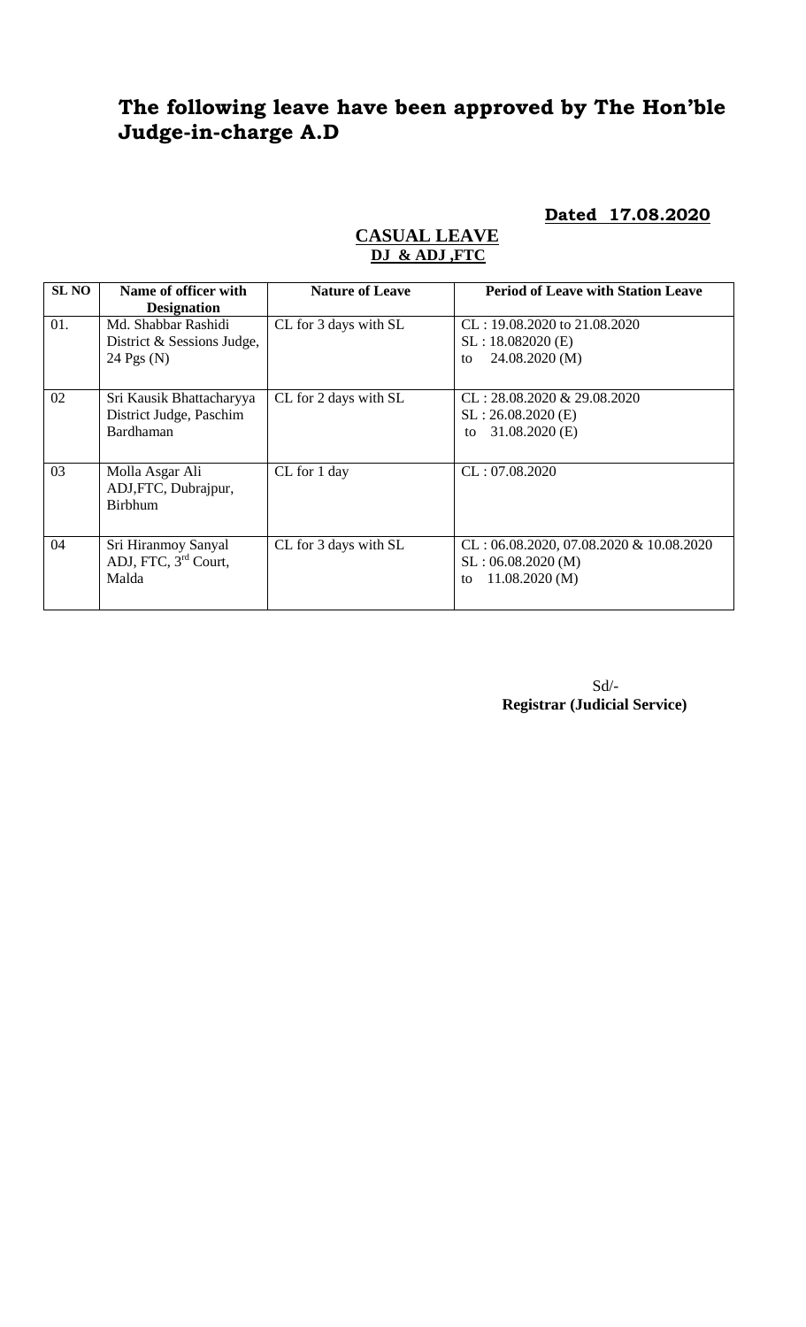# The following leave have been approved by The Hon'ble Judge-in-charge A.D

**Dated 17.08.2020**

**CASUAL LEAVE**
**DJ & ADJ ,FTC**

| SL NO | Name of officer with Designation | Nature of Leave | Period of Leave with Station Leave |
|---|---|---|---|
| 01. | Md. Shabbar Rashidi District & Sessions Judge, 24 Pgs (N) | CL for 3 days with SL | CL : 19.08.2020 to 21.08.2020<br>SL : 18.082020 (E)<br>to 24.08.2020 (M) |
| 02 | Sri Kausik Bhattacharyya District Judge, Paschim Bardhaman | CL for 2 days with SL | CL : 28.08.2020 & 29.08.2020<br>SL : 26.08.2020 (E)<br>to 31.08.2020 (E) |
| 03 | Molla Asgar Ali ADJ,FTC, Dubrajpur, Birbhum | CL for 1 day | CL : 07.08.2020 |
| 04 | Sri Hiranmoy Sanyal ADJ, FTC, 3rd Court, Malda | CL for 3 days with SL | CL : 06.08.2020, 07.08.2020 & 10.08.2020<br>SL : 06.08.2020 (M)<br>to 11.08.2020 (M) |

Sd/-
**Registrar (Judicial Service)**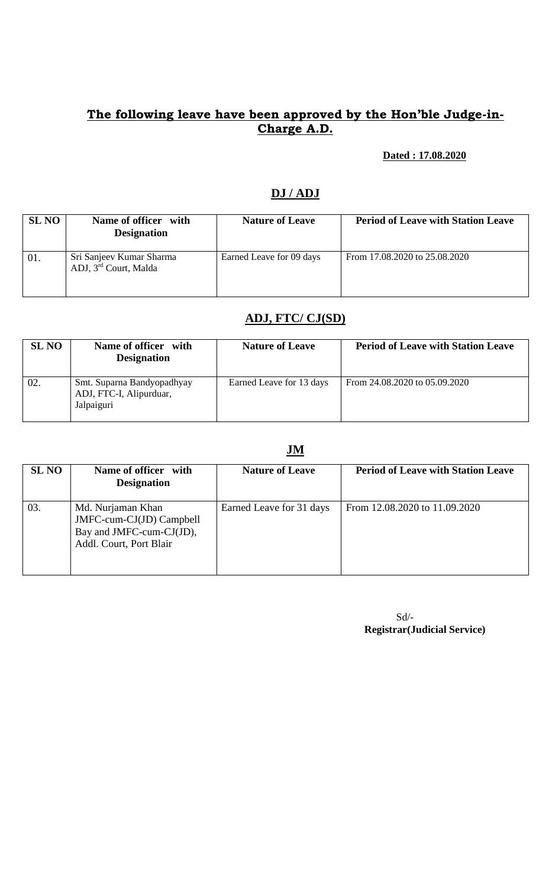## The following leave have been approved by the Hon'ble Judge-in-Charge A.D.

**Dated : 17.08.2020**

### DJ / ADJ

| SL NO | Name of officer with Designation | Nature of Leave | Period of Leave with Station Leave |
|---|---|---|---|
| 01. | Sri Sanjeev Kumar Sharma ADJ, 3rd Court, Malda | Earned Leave for 09 days | From 17.08.2020 to 25.08.2020 |

### ADJ, FTC/ CJ(SD)

| SL NO | Name of officer with Designation | Nature of Leave | Period of Leave with Station Leave |
|---|---|---|---|
| 02. | Smt. Suparna Bandyopadhyay ADJ, FTC-I, Alipurduar, Jalpaiguri | Earned Leave for 13 days | From 24.08.2020 to 05.09.2020 |

### JM

| SL NO | Name of officer with Designation | Nature of Leave | Period of Leave with Station Leave |
|---|---|---|---|
| 03. | Md. Nurjaman Khan JMFC-cum-CJ(JD) Campbell Bay and JMFC-cum-CJ(JD), Addl. Court, Port Blair | Earned Leave for 31 days | From 12.08.2020 to 11.09.2020 |

Sd/-
**Registrar(Judicial Service)**